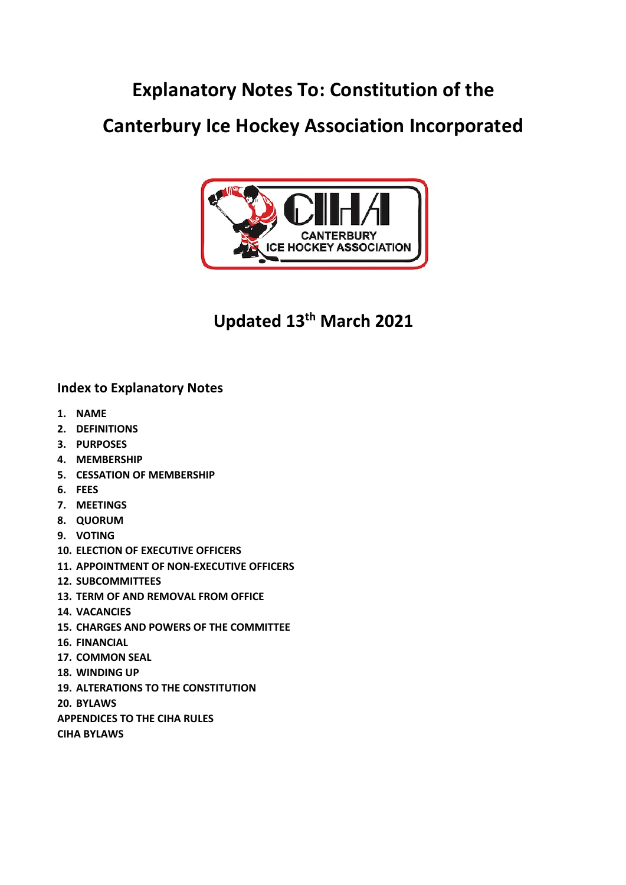# Explanatory Notes To: Constitution of the Canterbury Ice Hockey Association Incorporated

## Updated 13th March 2021

### Index to Explanatory Notes

1. **NAME**
2. **DEFINITIONS**
3. **PURPOSES**
4. **MEMBERSHIP**
5. **CESSATION OF MEMBERSHIP**
6. **FEES**
7. **MEETINGS**
8. **QUORUM**
9. **VOTING**
10. **ELECTION OF EXECUTIVE OFFICERS**
11. **APPOINTMENT OF NON-EXECUTIVE OFFICERS**
12. **SUBCOMMITTEES**
13. **TERM OF AND REMOVAL FROM OFFICE**
14. **VACANCIES**
15. **CHARGES AND POWERS OF THE COMMITTEE**
16. **FINANCIAL**
17. **COMMON SEAL**
18. **WINDING UP**
19. **ALTERATIONS TO THE CONSTITUTION**
20. **BYLAWS**

**APPENDICES TO THE CIHA RULES**

**CIHA BYLAWS**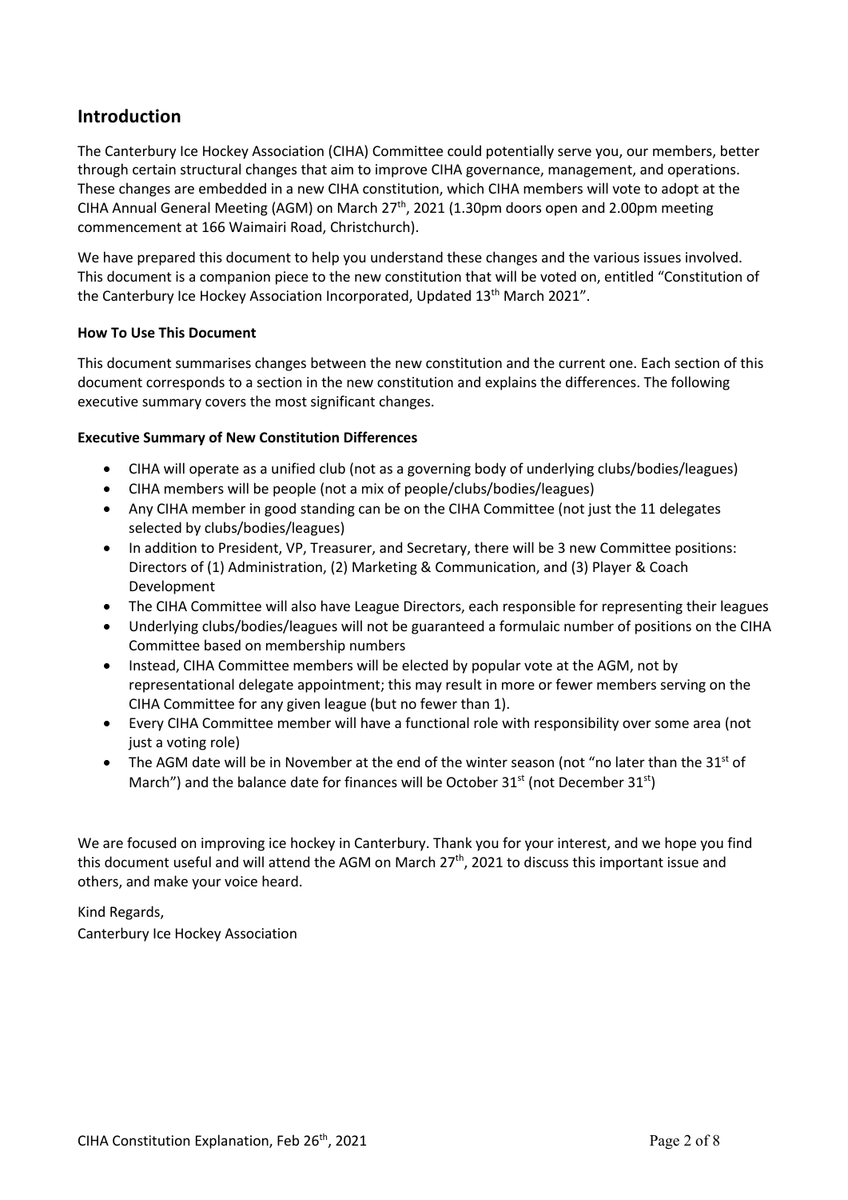## Introduction

The Canterbury Ice Hockey Association (CIHA) Committee could potentially serve you, our members, better through certain structural changes that aim to improve CIHA governance, management, and operations. These changes are embedded in a new CIHA constitution, which CIHA members will vote to adopt at the CIHA Annual General Meeting (AGM) on March 27th, 2021 (1.30pm doors open and 2.00pm meeting commencement at 166 Waimairi Road, Christchurch).

We have prepared this document to help you understand these changes and the various issues involved. This document is a companion piece to the new constitution that will be voted on, entitled "Constitution of the Canterbury Ice Hockey Association Incorporated, Updated 13th March 2021".

**How To Use This Document**

This document summarises changes between the new constitution and the current one. Each section of this document corresponds to a section in the new constitution and explains the differences. The following executive summary covers the most significant changes.

**Executive Summary of New Constitution Differences**

- CIHA will operate as a unified club (not as a governing body of underlying clubs/bodies/leagues)
- CIHA members will be people (not a mix of people/clubs/bodies/leagues)
- Any CIHA member in good standing can be on the CIHA Committee (not just the 11 delegates selected by clubs/bodies/leagues)
- In addition to President, VP, Treasurer, and Secretary, there will be 3 new Committee positions: Directors of (1) Administration, (2) Marketing & Communication, and (3) Player & Coach Development
- The CIHA Committee will also have League Directors, each responsible for representing their leagues
- Underlying clubs/bodies/leagues will not be guaranteed a formulaic number of positions on the CIHA Committee based on membership numbers
- Instead, CIHA Committee members will be elected by popular vote at the AGM, not by representational delegate appointment; this may result in more or fewer members serving on the CIHA Committee for any given league (but no fewer than 1).
- Every CIHA Committee member will have a functional role with responsibility over some area (not just a voting role)
- The AGM date will be in November at the end of the winter season (not "no later than the 31st of March") and the balance date for finances will be October 31st (not December 31st)

We are focused on improving ice hockey in Canterbury. Thank you for your interest, and we hope you find this document useful and will attend the AGM on March 27th, 2021 to discuss this important issue and others, and make your voice heard.

Kind Regards,
Canterbury Ice Hockey Association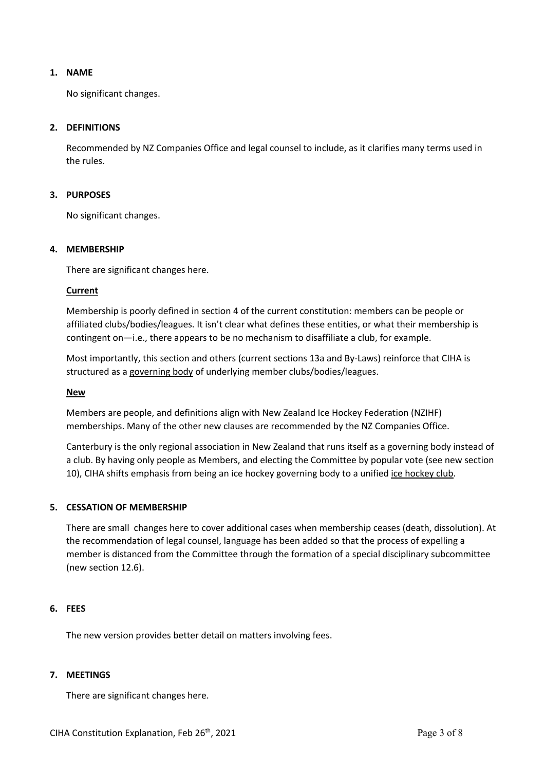## 1. NAME

No significant changes.

## 2. DEFINITIONS

Recommended by NZ Companies Office and legal counsel to include, as it clarifies many terms used in the rules.

## 3. PURPOSES

No significant changes.

## 4. MEMBERSHIP

There are significant changes here.

**Current**

Membership is poorly defined in section 4 of the current constitution: members can be people or affiliated clubs/bodies/leagues. It isn't clear what defines these entities, or what their membership is contingent on—i.e., there appears to be no mechanism to disaffiliate a club, for example.

Most importantly, this section and others (current sections 13a and By-Laws) reinforce that CIHA is structured as a governing body of underlying member clubs/bodies/leagues.

**New**

Members are people, and definitions align with New Zealand Ice Hockey Federation (NZIHF) memberships. Many of the other new clauses are recommended by the NZ Companies Office.

Canterbury is the only regional association in New Zealand that runs itself as a governing body instead of a club. By having only people as Members, and electing the Committee by popular vote (see new section 10), CIHA shifts emphasis from being an ice hockey governing body to a unified ice hockey club.

## 5. CESSATION OF MEMBERSHIP

There are small changes here to cover additional cases when membership ceases (death, dissolution). At the recommendation of legal counsel, language has been added so that the process of expelling a member is distanced from the Committee through the formation of a special disciplinary subcommittee (new section 12.6).

## 6. FEES

The new version provides better detail on matters involving fees.

## 7. MEETINGS

There are significant changes here.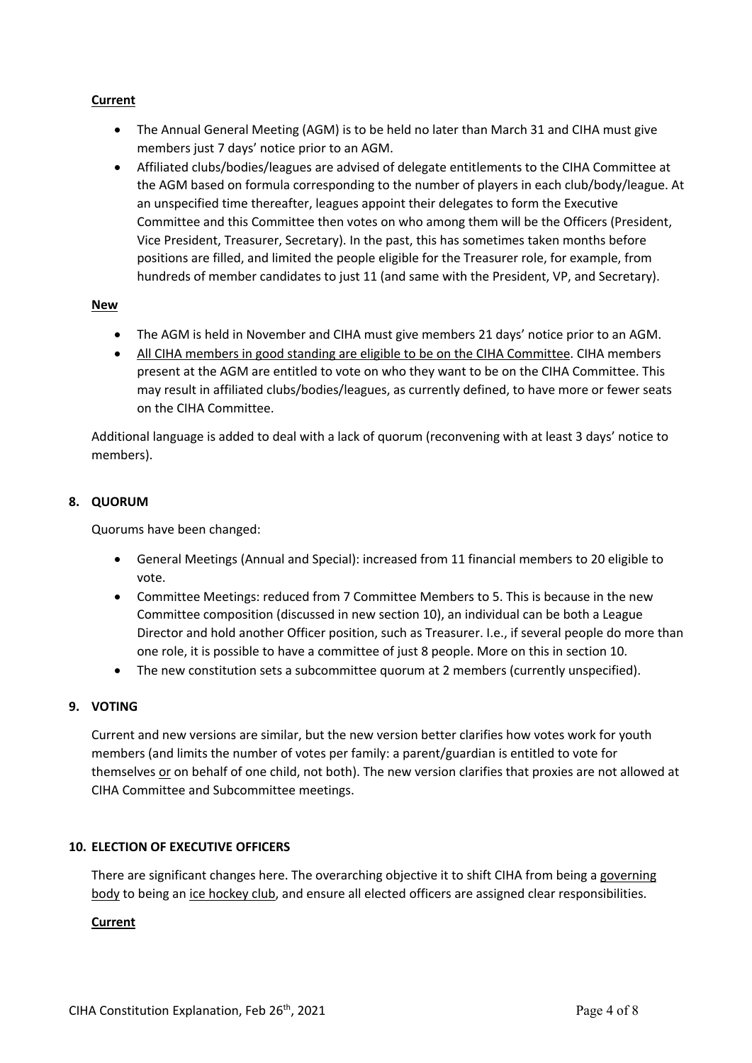**Current**

- The Annual General Meeting (AGM) is to be held no later than March 31 and CIHA must give members just 7 days' notice prior to an AGM.
- Affiliated clubs/bodies/leagues are advised of delegate entitlements to the CIHA Committee at the AGM based on formula corresponding to the number of players in each club/body/league. At an unspecified time thereafter, leagues appoint their delegates to form the Executive Committee and this Committee then votes on who among them will be the Officers (President, Vice President, Treasurer, Secretary). In the past, this has sometimes taken months before positions are filled, and limited the people eligible for the Treasurer role, for example, from hundreds of member candidates to just 11 (and same with the President, VP, and Secretary).

**New**

- The AGM is held in November and CIHA must give members 21 days' notice prior to an AGM.
- All CIHA members in good standing are eligible to be on the CIHA Committee. CIHA members present at the AGM are entitled to vote on who they want to be on the CIHA Committee. This may result in affiliated clubs/bodies/leagues, as currently defined, to have more or fewer seats on the CIHA Committee.

Additional language is added to deal with a lack of quorum (reconvening with at least 3 days' notice to members).

## 8. QUORUM

Quorums have been changed:

- General Meetings (Annual and Special): increased from 11 financial members to 20 eligible to vote.
- Committee Meetings: reduced from 7 Committee Members to 5. This is because in the new Committee composition (discussed in new section 10), an individual can be both a League Director and hold another Officer position, such as Treasurer. I.e., if several people do more than one role, it is possible to have a committee of just 8 people. More on this in section 10.
- The new constitution sets a subcommittee quorum at 2 members (currently unspecified).

## 9. VOTING

Current and new versions are similar, but the new version better clarifies how votes work for youth members (and limits the number of votes per family: a parent/guardian is entitled to vote for themselves or on behalf of one child, not both). The new version clarifies that proxies are not allowed at CIHA Committee and Subcommittee meetings.

## 10. ELECTION OF EXECUTIVE OFFICERS

There are significant changes here. The overarching objective it to shift CIHA from being a governing body to being an ice hockey club, and ensure all elected officers are assigned clear responsibilities.

**Current**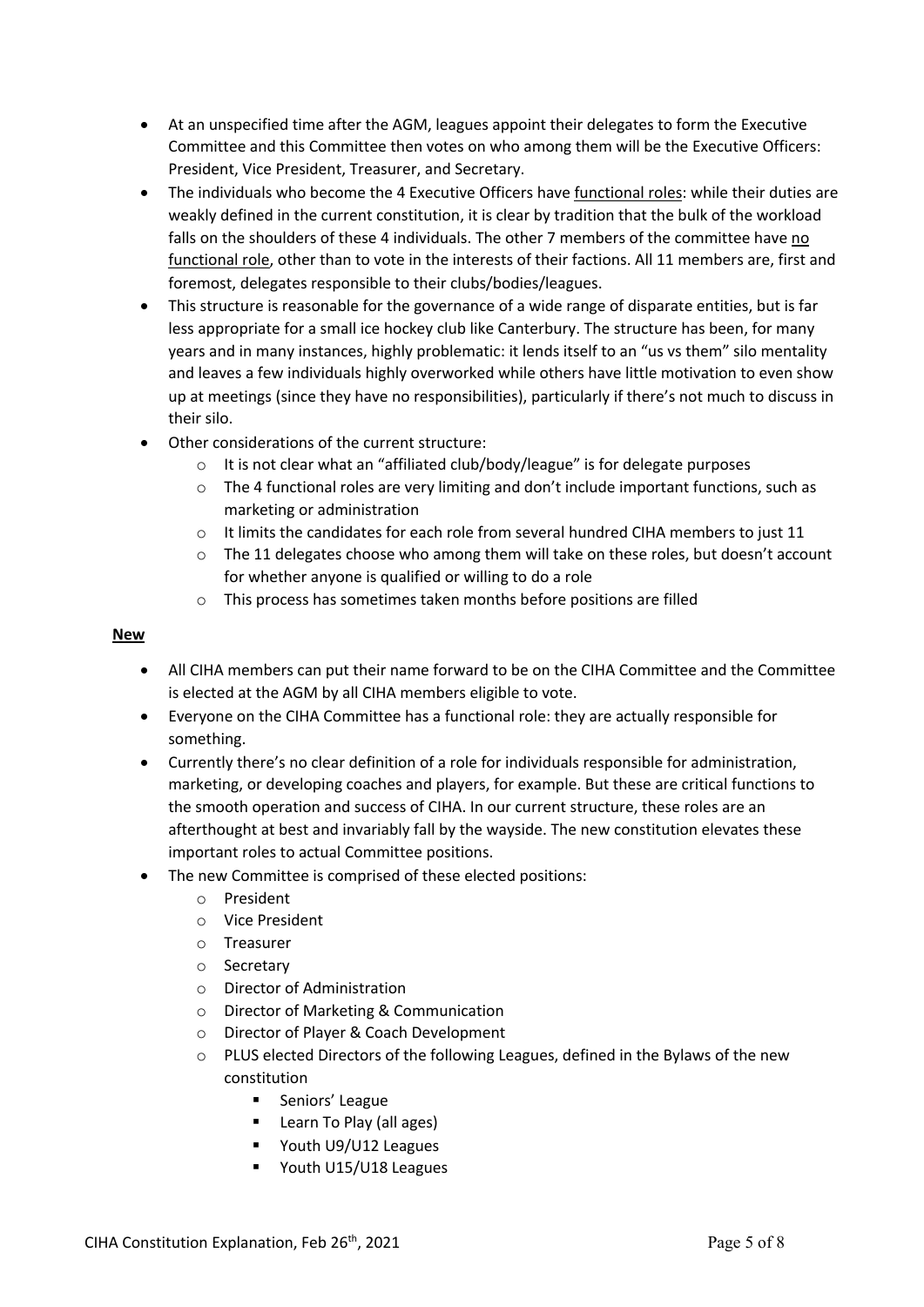- At an unspecified time after the AGM, leagues appoint their delegates to form the Executive Committee and this Committee then votes on who among them will be the Executive Officers: President, Vice President, Treasurer, and Secretary.
- The individuals who become the 4 Executive Officers have functional roles: while their duties are weakly defined in the current constitution, it is clear by tradition that the bulk of the workload falls on the shoulders of these 4 individuals. The other 7 members of the committee have no functional role, other than to vote in the interests of their factions. All 11 members are, first and foremost, delegates responsible to their clubs/bodies/leagues.
- This structure is reasonable for the governance of a wide range of disparate entities, but is far less appropriate for a small ice hockey club like Canterbury. The structure has been, for many years and in many instances, highly problematic: it lends itself to an "us vs them" silo mentality and leaves a few individuals highly overworked while others have little motivation to even show up at meetings (since they have no responsibilities), particularly if there's not much to discuss in their silo.
- Other considerations of the current structure:
  - It is not clear what an "affiliated club/body/league" is for delegate purposes
  - The 4 functional roles are very limiting and don't include important functions, such as marketing or administration
  - It limits the candidates for each role from several hundred CIHA members to just 11
  - The 11 delegates choose who among them will take on these roles, but doesn't account for whether anyone is qualified or willing to do a role
  - This process has sometimes taken months before positions are filled

**New**

- All CIHA members can put their name forward to be on the CIHA Committee and the Committee is elected at the AGM by all CIHA members eligible to vote.
- Everyone on the CIHA Committee has a functional role: they are actually responsible for something.
- Currently there's no clear definition of a role for individuals responsible for administration, marketing, or developing coaches and players, for example. But these are critical functions to the smooth operation and success of CIHA. In our current structure, these roles are an afterthought at best and invariably fall by the wayside. The new constitution elevates these important roles to actual Committee positions.
- The new Committee is comprised of these elected positions:
  - President
  - Vice President
  - Treasurer
  - Secretary
  - Director of Administration
  - Director of Marketing & Communication
  - Director of Player & Coach Development
  - PLUS elected Directors of the following Leagues, defined in the Bylaws of the new constitution
    - Seniors' League
    - Learn To Play (all ages)
    - Youth U9/U12 Leagues
    - Youth U15/U18 Leagues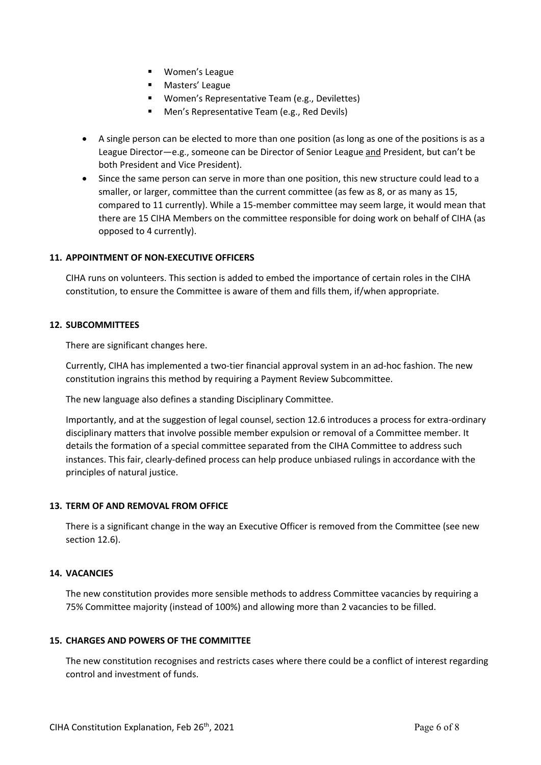- Women's League
    - Masters' League
    - Women's Representative Team (e.g., Devilettes)
    - Men's Representative Team (e.g., Red Devils)

- A single person can be elected to more than one position (as long as one of the positions is as a League Director—e.g., someone can be Director of Senior League and President, but can't be both President and Vice President).
- Since the same person can serve in more than one position, this new structure could lead to a smaller, or larger, committee than the current committee (as few as 8, or as many as 15, compared to 11 currently). While a 15-member committee may seem large, it would mean that there are 15 CIHA Members on the committee responsible for doing work on behalf of CIHA (as opposed to 4 currently).

### 11. APPOINTMENT OF NON-EXECUTIVE OFFICERS

CIHA runs on volunteers. This section is added to embed the importance of certain roles in the CIHA constitution, to ensure the Committee is aware of them and fills them, if/when appropriate.

### 12. SUBCOMMITTEES

There are significant changes here.

Currently, CIHA has implemented a two-tier financial approval system in an ad-hoc fashion. The new constitution ingrains this method by requiring a Payment Review Subcommittee.

The new language also defines a standing Disciplinary Committee.

Importantly, and at the suggestion of legal counsel, section 12.6 introduces a process for extra-ordinary disciplinary matters that involve possible member expulsion or removal of a Committee member. It details the formation of a special committee separated from the CIHA Committee to address such instances. This fair, clearly-defined process can help produce unbiased rulings in accordance with the principles of natural justice.

### 13. TERM OF AND REMOVAL FROM OFFICE

There is a significant change in the way an Executive Officer is removed from the Committee (see new section 12.6).

### 14. VACANCIES

The new constitution provides more sensible methods to address Committee vacancies by requiring a 75% Committee majority (instead of 100%) and allowing more than 2 vacancies to be filled.

### 15. CHARGES AND POWERS OF THE COMMITTEE

The new constitution recognises and restricts cases where there could be a conflict of interest regarding control and investment of funds.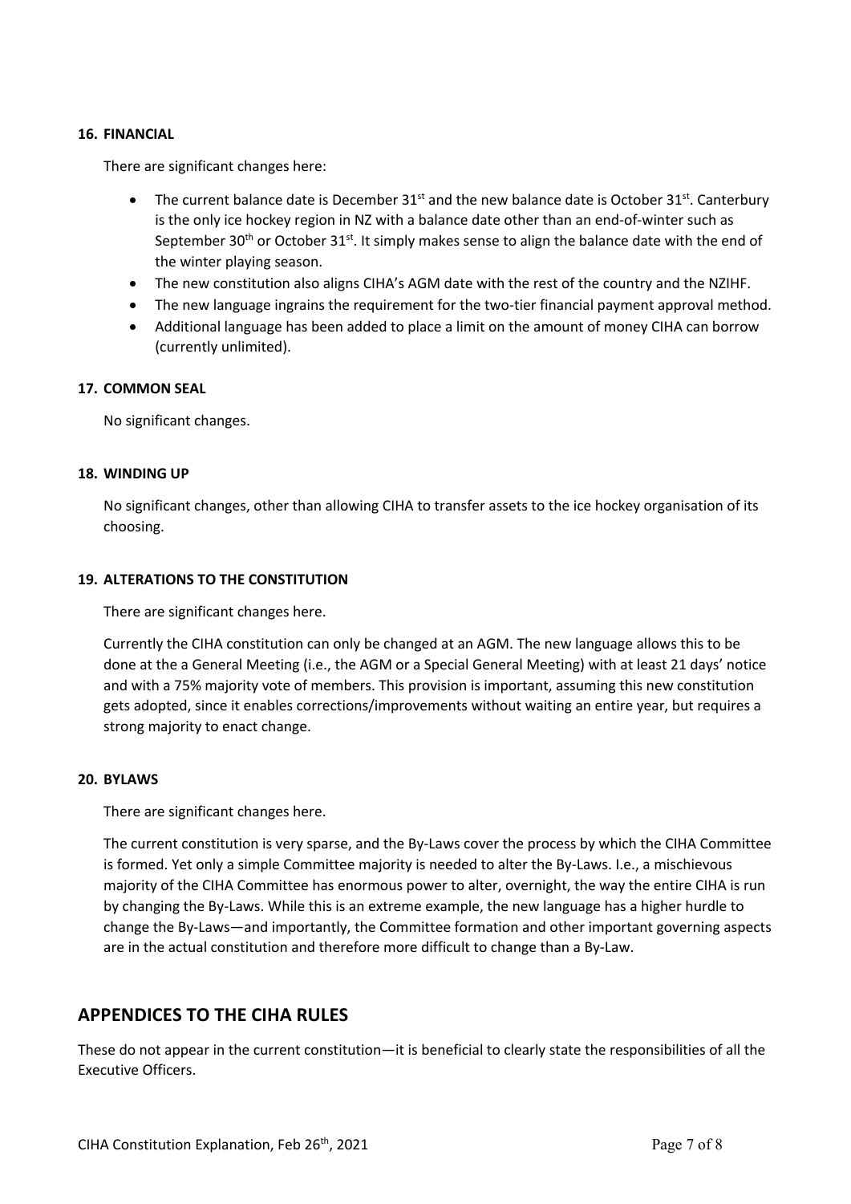### 16. FINANCIAL

There are significant changes here:

- The current balance date is December 31st and the new balance date is October 31st. Canterbury is the only ice hockey region in NZ with a balance date other than an end-of-winter such as September 30th or October 31st. It simply makes sense to align the balance date with the end of the winter playing season.
- The new constitution also aligns CIHA's AGM date with the rest of the country and the NZIHF.
- The new language ingrains the requirement for the two-tier financial payment approval method.
- Additional language has been added to place a limit on the amount of money CIHA can borrow (currently unlimited).

### 17. COMMON SEAL

No significant changes.

### 18. WINDING UP

No significant changes, other than allowing CIHA to transfer assets to the ice hockey organisation of its choosing.

### 19. ALTERATIONS TO THE CONSTITUTION

There are significant changes here.

Currently the CIHA constitution can only be changed at an AGM. The new language allows this to be done at the a General Meeting (i.e., the AGM or a Special General Meeting) with at least 21 days' notice and with a 75% majority vote of members. This provision is important, assuming this new constitution gets adopted, since it enables corrections/improvements without waiting an entire year, but requires a strong majority to enact change.

### 20. BYLAWS

There are significant changes here.

The current constitution is very sparse, and the By-Laws cover the process by which the CIHA Committee is formed. Yet only a simple Committee majority is needed to alter the By-Laws. I.e., a mischievous majority of the CIHA Committee has enormous power to alter, overnight, the way the entire CIHA is run by changing the By-Laws. While this is an extreme example, the new language has a higher hurdle to change the By-Laws—and importantly, the Committee formation and other important governing aspects are in the actual constitution and therefore more difficult to change than a By-Law.

## APPENDICES TO THE CIHA RULES

These do not appear in the current constitution—it is beneficial to clearly state the responsibilities of all the Executive Officers.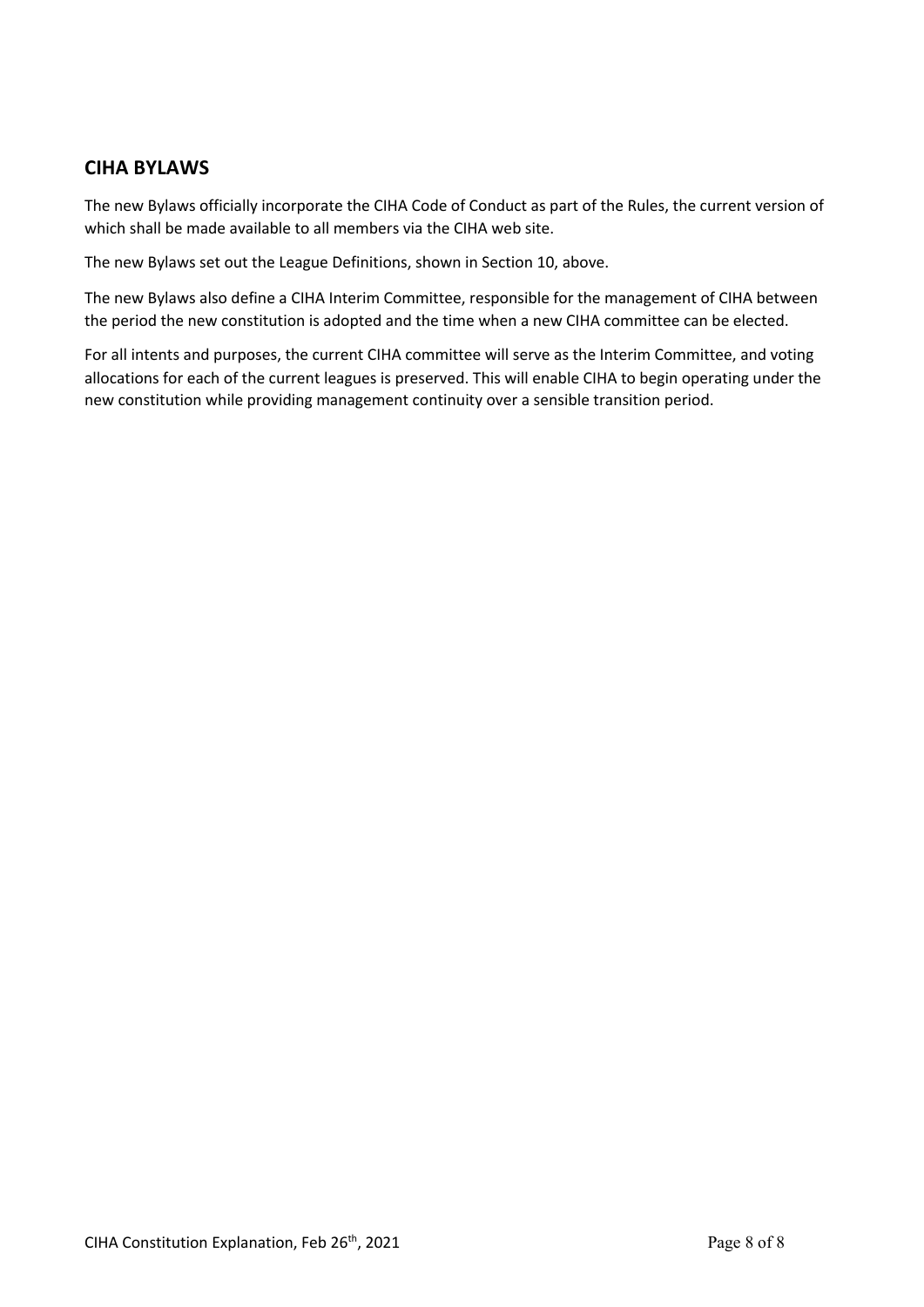## CIHA BYLAWS

The new Bylaws officially incorporate the CIHA Code of Conduct as part of the Rules, the current version of which shall be made available to all members via the CIHA web site.

The new Bylaws set out the League Definitions, shown in Section 10, above.

The new Bylaws also define a CIHA Interim Committee, responsible for the management of CIHA between the period the new constitution is adopted and the time when a new CIHA committee can be elected.

For all intents and purposes, the current CIHA committee will serve as the Interim Committee, and voting allocations for each of the current leagues is preserved. This will enable CIHA to begin operating under the new constitution while providing management continuity over a sensible transition period.